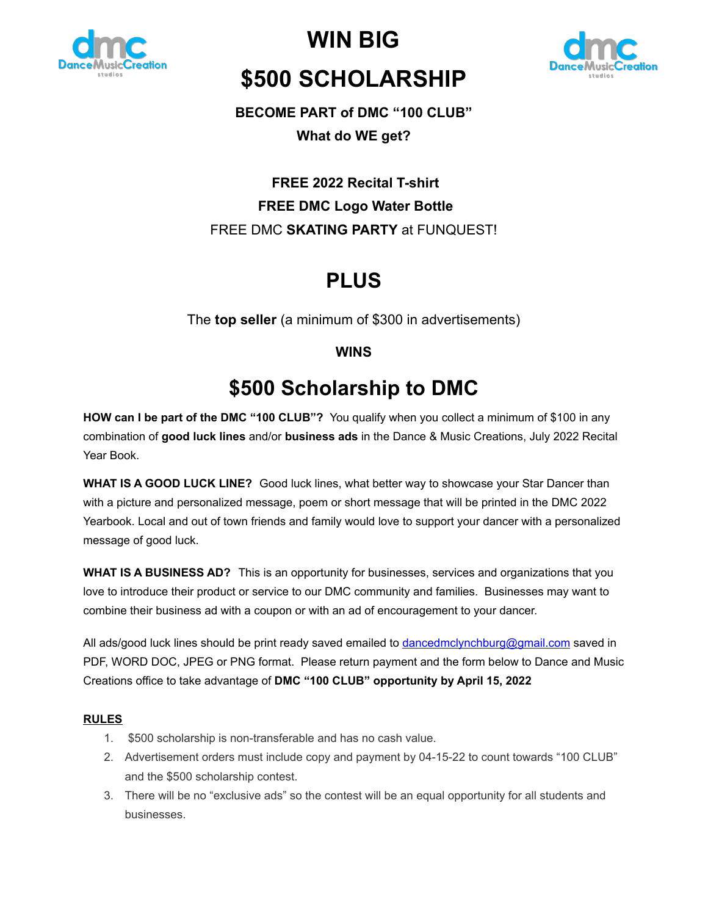# WIN BIG

# $500 SCHOLARSHIP

**BECOME PART of DMC "100 CLUB"**

**What do WE get?**

**FREE 2022 Recital T-shirt**

**FREE DMC Logo Water Bottle**

FREE DMC **SKATING PARTY** at FUNQUEST!

## PLUS

The **top seller** (a minimum of $300 in advertisements)

**WINS**

## $500 Scholarship to DMC

**HOW can I be part of the DMC "100 CLUB"?** You qualify when you collect a minimum of $100 in any combination of **good luck lines** and/or **business ads** in the Dance & Music Creations, July 2022 Recital Year Book.

**WHAT IS A GOOD LUCK LINE?** Good luck lines, what better way to showcase your Star Dancer than with a picture and personalized message, poem or short message that will be printed in the DMC 2022 Yearbook. Local and out of town friends and family would love to support your dancer with a personalized message of good luck.

**WHAT IS A BUSINESS AD?** This is an opportunity for businesses, services and organizations that you love to introduce their product or service to our DMC community and families. Businesses may want to combine their business ad with a coupon or with an ad of encouragement to your dancer.

All ads/good luck lines should be print ready saved emailed to dancedmclynchburg@gmail.com saved in PDF, WORD DOC, JPEG or PNG format. Please return payment and the form below to Dance and Music Creations office to take advantage of **DMC "100 CLUB" opportunity by April 15, 2022**

**RULES**

1. $500 scholarship is non-transferable and has no cash value.
2. Advertisement orders must include copy and payment by 04-15-22 to count towards "100 CLUB" and the $500 scholarship contest.
3. There will be no "exclusive ads" so the contest will be an equal opportunity for all students and businesses.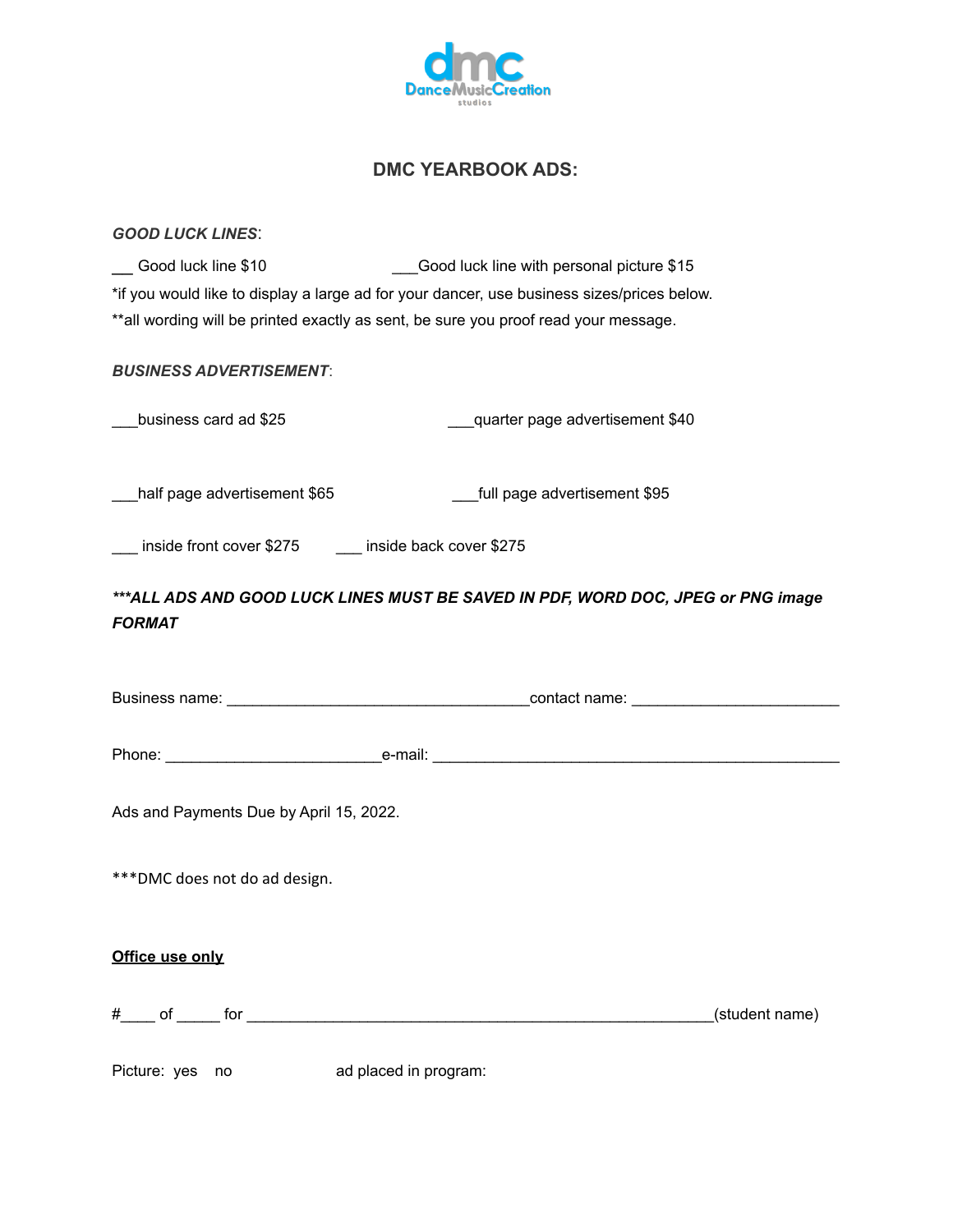dmc
DanceMusicCreation
studios

## DMC YEARBOOK ADS:

***GOOD LUCK LINES***:

___ Good luck line $10 ___Good luck line with personal picture $15

*if you would like to display a large ad for your dancer, use business sizes/prices below.

**all wording will be printed exactly as sent, be sure you proof read your message.

***BUSINESS ADVERTISEMENT***:

___business card ad $25 ___quarter page advertisement $40

___half page advertisement $65 ___full page advertisement $95

___ inside front cover $275 ___ inside back cover $275

***\*\*\*ALL ADS AND GOOD LUCK LINES MUST BE SAVED IN PDF, WORD DOC, JPEG or PNG image FORMAT***

Business name: ___________________________________contact name: ________________________

Phone: ________________________e-mail: _______________________________________________

Ads and Payments Due by April 15, 2022.

***DMC does not do ad design.

**<u>Office use only</u>**

#____ of _____ for ______________________________________________________(student name)

Picture: yes no ad placed in program: